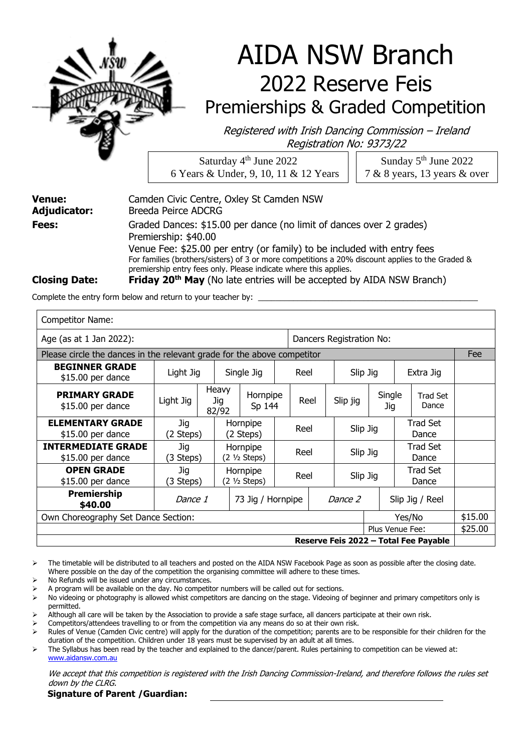# AIDA NSW Branch

## 2022 Reserve Feis

## Premierships & Graded Competition

*Registered with Irish Dancing Commission – Ireland*
*Registration No: 9373/22*

| Saturday 4th June 2022 | Sunday 5th June 2022 |
|---|---|
| 6 Years & Under, 9, 10, 11 & 12 Years | 7 & 8 years, 13 years & over |

**Venue:** Camden Civic Centre, Oxley St Camden NSW

**Adjudicator:** Breeda Peirce ADCRG

**Fees:** Graded Dances: $15.00 per dance (no limit of dances over 2 grades)
Premiership: $40.00
Venue Fee: $25.00 per entry (or family) to be included with entry fees
For families (brothers/sisters) of 3 or more competitions a 20% discount applies to the Graded & premiership entry fees only. Please indicate where this applies.

**Closing Date:** **Friday 20th May** (No late entries will be accepted by AIDA NSW Branch)

Complete the entry form below and return to your teacher by: ______________________________

| | | | | | | | | |
|---|---|---|---|---|---|---|---|---|
| Competitor Name: | | | | | | | | |
| Age (as at 1 Jan 2022): | | | | Dancers Registration No: | | | | |
| Please circle the dances in the relevant grade for the above competitor | | | | | | | | Fee |
| **BEGINNER GRADE** $15.00 per dance | Light Jig | Single Jig | Reel | Slip Jig | Extra Jig | | | |
| **PRIMARY GRADE** $15.00 per dance | Light Jig | Heavy Jig 82/92 | Hornpipe Sp 144 | Reel | Slip jig | Single Jig | Trad Set Dance | |
| **ELEMENTARY GRADE** $15.00 per dance | Jig (2 Steps) | Hornpipe (2 Steps) | Reel | Slip Jig | Trad Set Dance | | | |
| **INTERMEDIATE GRADE** $15.00 per dance | Jig (3 Steps) | Hornpipe (2 ½ Steps) | Reel | Slip Jig | Trad Set Dance | | | |
| **OPEN GRADE** $15.00 per dance | Jig (3 Steps) | Hornpipe (2 ½ Steps) | Reel | Slip Jig | Trad Set Dance | | | |
| **Premiership $40.00** | *Dance 1* | 73 Jig / Hornpipe | *Dance 2* | Slip Jig / Reel | | | | |
| Own Choreography Set Dance Section: | | | | | | Yes/No | | $15.00 |
| | | | | | | Plus Venue Fee: | | $25.00 |
| **Reserve Feis 2022 – Total Fee Payable** | | | | | | | | |

- The timetable will be distributed to all teachers and posted on the AIDA NSW Facebook Page as soon as possible after the closing date. Where possible on the day of the competition the organising committee will adhere to these times.
- No Refunds will be issued under any circumstances.
- A program will be available on the day. No competitor numbers will be called out for sections.
- No videoing or photography is allowed whist competitors are dancing on the stage. Videoing of beginner and primary competitors only is permitted.
- Although all care will be taken by the Association to provide a safe stage surface, all dancers participate at their own risk.
- Competitors/attendees travelling to or from the competition via any means do so at their own risk.
- Rules of Venue (Camden Civic centre) will apply for the duration of the competition; parents are to be responsible for their children for the duration of the competition. Children under 18 years must be supervised by an adult at all times.
- The Syllabus has been read by the teacher and explained to the dancer/parent. Rules pertaining to competition can be viewed at: www.aidansw.com.au

*We accept that this competition is registered with the Irish Dancing Commission-Ireland, and therefore follows the rules set down by the CLRG.*

**Signature of Parent /Guardian:** ______________________________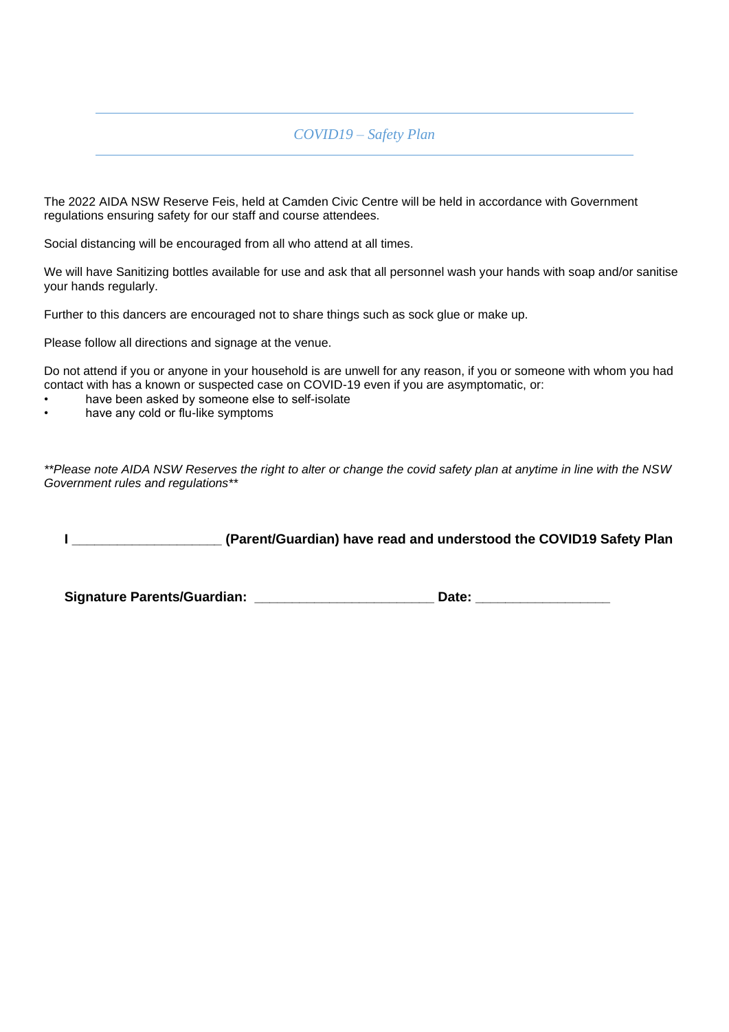# *COVID19 – Safety Plan*

The 2022 AIDA NSW Reserve Feis, held at Camden Civic Centre will be held in accordance with Government regulations ensuring safety for our staff and course attendees.

Social distancing will be encouraged from all who attend at all times.

We will have Sanitizing bottles available for use and ask that all personnel wash your hands with soap and/or sanitise your hands regularly.

Further to this dancers are encouraged not to share things such as sock glue or make up.

Please follow all directions and signage at the venue.

Do not attend if you or anyone in your household is are unwell for any reason, if you or someone with whom you had contact with has a known or suspected case on COVID-19 even if you are asymptomatic, or:

- have been asked by someone else to self-isolate
- have any cold or flu-like symptoms

*\*\*Please note AIDA NSW Reserves the right to alter or change the covid safety plan at anytime in line with the NSW Government rules and regulations\*\**

**I ____________________ (Parent/Guardian) have read and understood the COVID19 Safety Plan**

**Signature Parents/Guardian: ________________________ Date: __________________**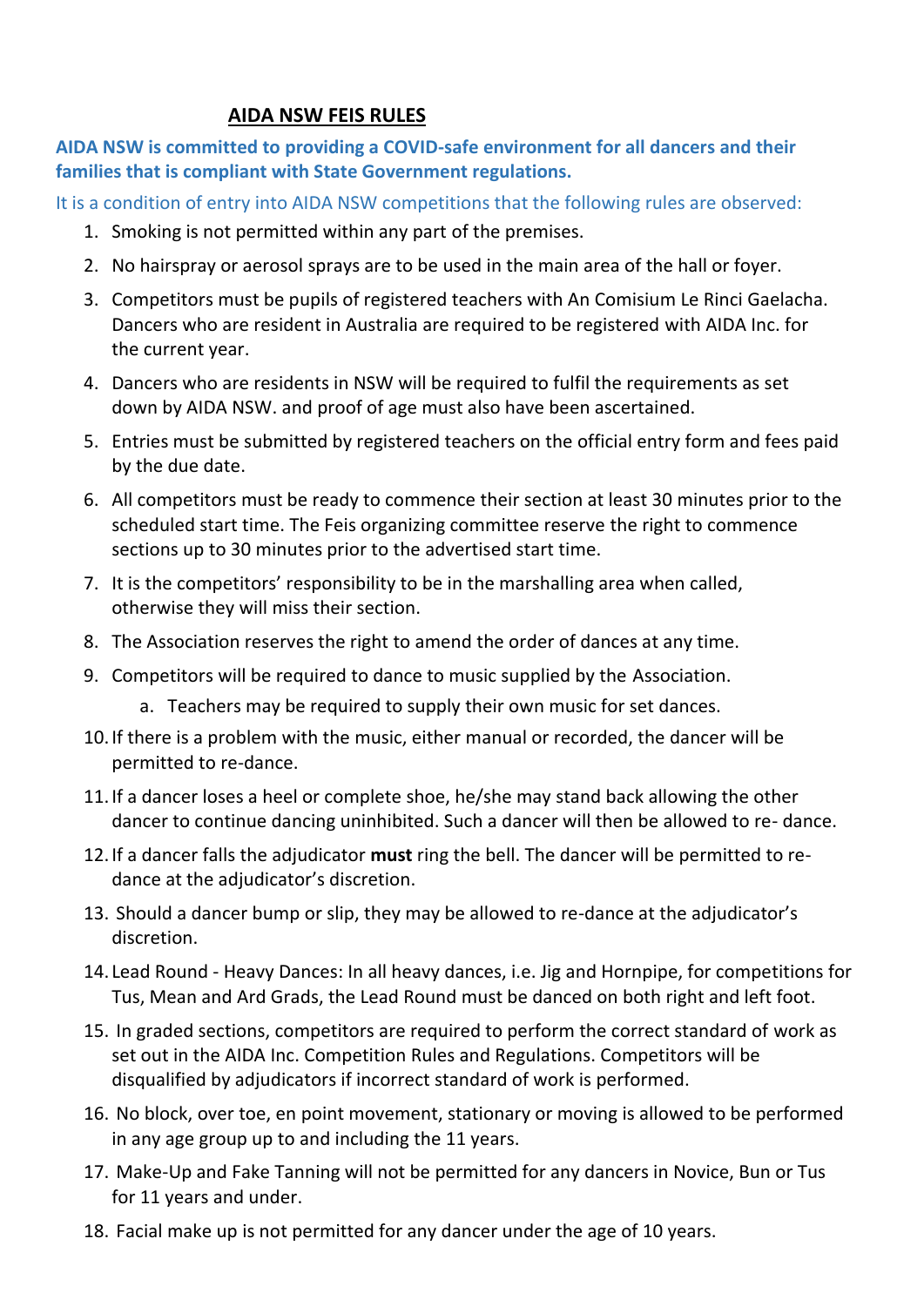## AIDA NSW FEIS RULES

**AIDA NSW is committed to providing a COVID-safe environment for all dancers and their families that is compliant with State Government regulations.**

It is a condition of entry into AIDA NSW competitions that the following rules are observed:

1. Smoking is not permitted within any part of the premises.
2. No hairspray or aerosol sprays are to be used in the main area of the hall or foyer.
3. Competitors must be pupils of registered teachers with An Comisium Le Rinci Gaelacha. Dancers who are resident in Australia are required to be registered with AIDA Inc. for the current year.
4. Dancers who are residents in NSW will be required to fulfil the requirements as set down by AIDA NSW. and proof of age must also have been ascertained.
5. Entries must be submitted by registered teachers on the official entry form and fees paid by the due date.
6. All competitors must be ready to commence their section at least 30 minutes prior to the scheduled start time. The Feis organizing committee reserve the right to commence sections up to 30 minutes prior to the advertised start time.
7. It is the competitors' responsibility to be in the marshalling area when called, otherwise they will miss their section.
8. The Association reserves the right to amend the order of dances at any time.
9. Competitors will be required to dance to music supplied by the Association.
    a. Teachers may be required to supply their own music for set dances.
10. If there is a problem with the music, either manual or recorded, the dancer will be permitted to re-dance.
11. If a dancer loses a heel or complete shoe, he/she may stand back allowing the other dancer to continue dancing uninhibited. Such a dancer will then be allowed to re- dance.
12. If a dancer falls the adjudicator **must** ring the bell. The dancer will be permitted to re-dance at the adjudicator's discretion.
13. Should a dancer bump or slip, they may be allowed to re-dance at the adjudicator's discretion.
14. Lead Round - Heavy Dances: In all heavy dances, i.e. Jig and Hornpipe, for competitions for Tus, Mean and Ard Grads, the Lead Round must be danced on both right and left foot.
15. In graded sections, competitors are required to perform the correct standard of work as set out in the AIDA Inc. Competition Rules and Regulations. Competitors will be disqualified by adjudicators if incorrect standard of work is performed.
16. No block, over toe, en point movement, stationary or moving is allowed to be performed in any age group up to and including the 11 years.
17. Make-Up and Fake Tanning will not be permitted for any dancers in Novice, Bun or Tus for 11 years and under.
18. Facial make up is not permitted for any dancer under the age of 10 years.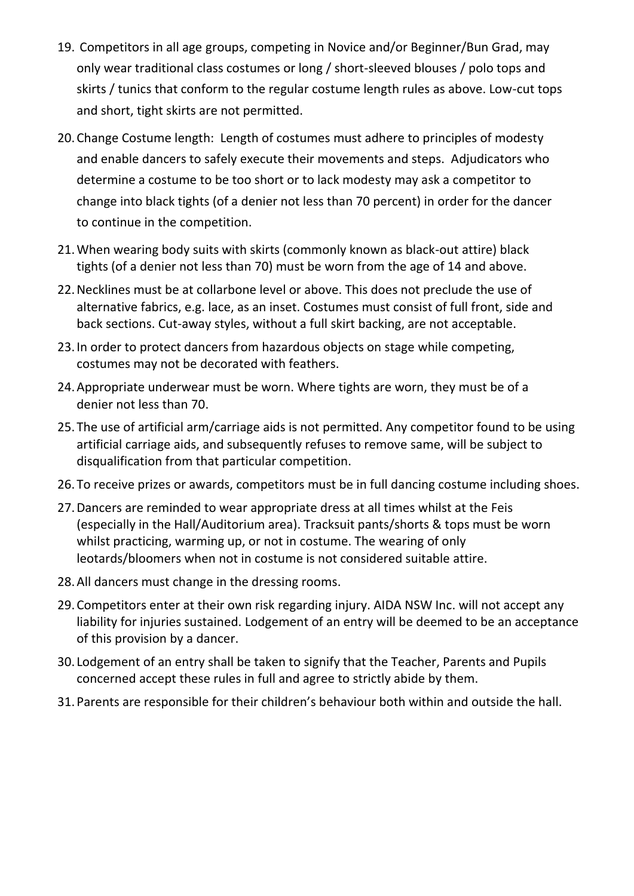19. Competitors in all age groups, competing in Novice and/or Beginner/Bun Grad, may only wear traditional class costumes or long / short-sleeved blouses / polo tops and skirts / tunics that conform to the regular costume length rules as above. Low-cut tops and short, tight skirts are not permitted.
20. Change Costume length: Length of costumes must adhere to principles of modesty and enable dancers to safely execute their movements and steps. Adjudicators who determine a costume to be too short or to lack modesty may ask a competitor to change into black tights (of a denier not less than 70 percent) in order for the dancer to continue in the competition.
21. When wearing body suits with skirts (commonly known as black-out attire) black tights (of a denier not less than 70) must be worn from the age of 14 and above.
22. Necklines must be at collarbone level or above. This does not preclude the use of alternative fabrics, e.g. lace, as an inset. Costumes must consist of full front, side and back sections. Cut-away styles, without a full skirt backing, are not acceptable.
23. In order to protect dancers from hazardous objects on stage while competing, costumes may not be decorated with feathers.
24. Appropriate underwear must be worn. Where tights are worn, they must be of a denier not less than 70.
25. The use of artificial arm/carriage aids is not permitted. Any competitor found to be using artificial carriage aids, and subsequently refuses to remove same, will be subject to disqualification from that particular competition.
26. To receive prizes or awards, competitors must be in full dancing costume including shoes.
27. Dancers are reminded to wear appropriate dress at all times whilst at the Feis (especially in the Hall/Auditorium area). Tracksuit pants/shorts & tops must be worn whilst practicing, warming up, or not in costume. The wearing of only leotards/bloomers when not in costume is not considered suitable attire.
28. All dancers must change in the dressing rooms.
29. Competitors enter at their own risk regarding injury. AIDA NSW Inc. will not accept any liability for injuries sustained. Lodgement of an entry will be deemed to be an acceptance of this provision by a dancer.
30. Lodgement of an entry shall be taken to signify that the Teacher, Parents and Pupils concerned accept these rules in full and agree to strictly abide by them.
31. Parents are responsible for their children's behaviour both within and outside the hall.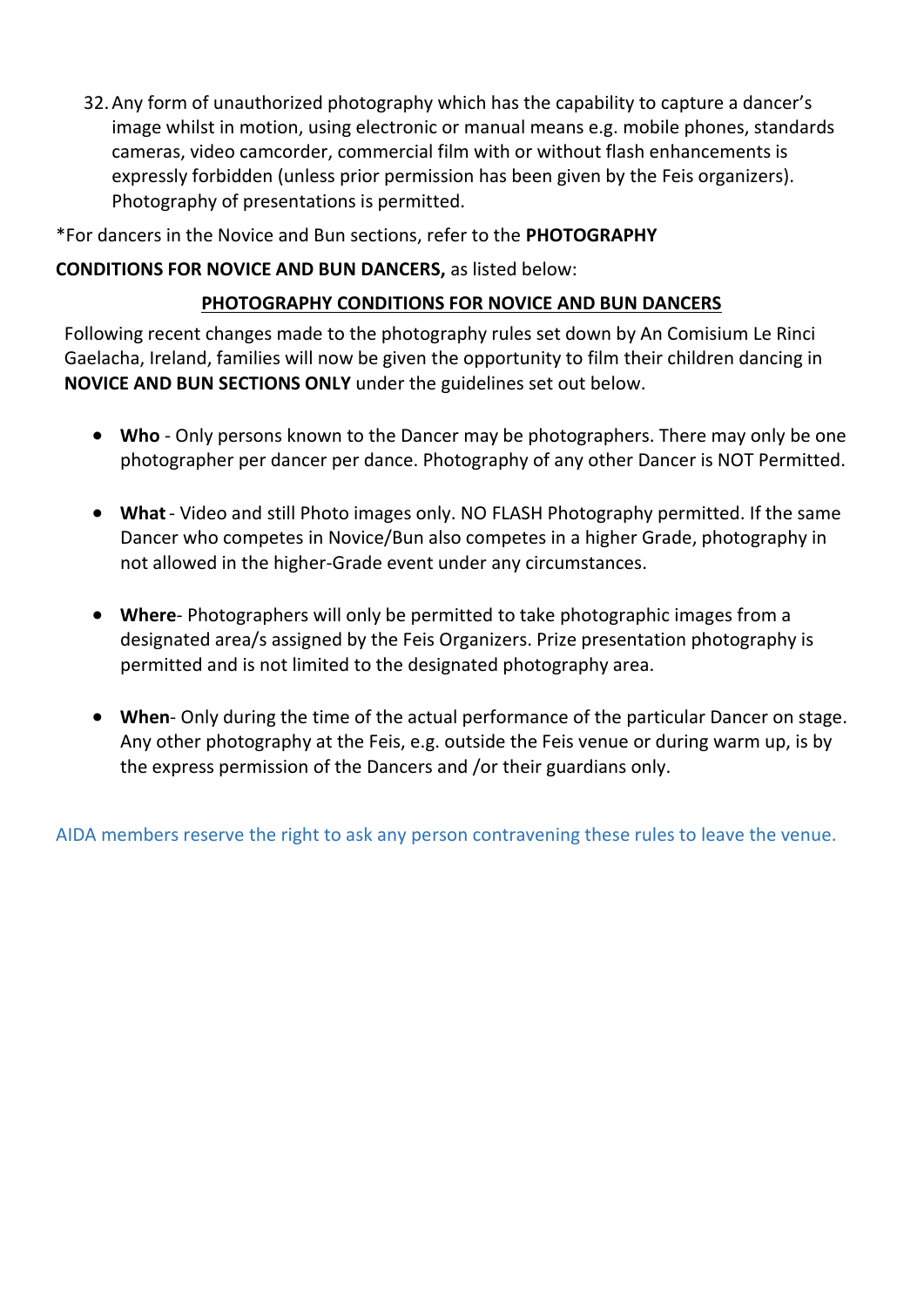32. Any form of unauthorized photography which has the capability to capture a dancer's image whilst in motion, using electronic or manual means e.g. mobile phones, standards cameras, video camcorder, commercial film with or without flash enhancements is expressly forbidden (unless prior permission has been given by the Feis organizers). Photography of presentations is permitted.

*For dancers in the Novice and Bun sections, refer to the **PHOTOGRAPHY CONDITIONS FOR NOVICE AND BUN DANCERS,** as listed below:

## PHOTOGRAPHY CONDITIONS FOR NOVICE AND BUN DANCERS

Following recent changes made to the photography rules set down by An Comisium Le Rinci Gaelacha, Ireland, families will now be given the opportunity to film their children dancing in **NOVICE AND BUN SECTIONS ONLY** under the guidelines set out below.

- **Who** - Only persons known to the Dancer may be photographers. There may only be one photographer per dancer per dance. Photography of any other Dancer is NOT Permitted.
- **What** - Video and still Photo images only. NO FLASH Photography permitted. If the same Dancer who competes in Novice/Bun also competes in a higher Grade, photography in not allowed in the higher-Grade event under any circumstances.
- **Where**- Photographers will only be permitted to take photographic images from a designated area/s assigned by the Feis Organizers. Prize presentation photography is permitted and is not limited to the designated photography area.
- **When**- Only during the time of the actual performance of the particular Dancer on stage. Any other photography at the Feis, e.g. outside the Feis venue or during warm up, is by the express permission of the Dancers and /or their guardians only.

AIDA members reserve the right to ask any person contravening these rules to leave the venue.